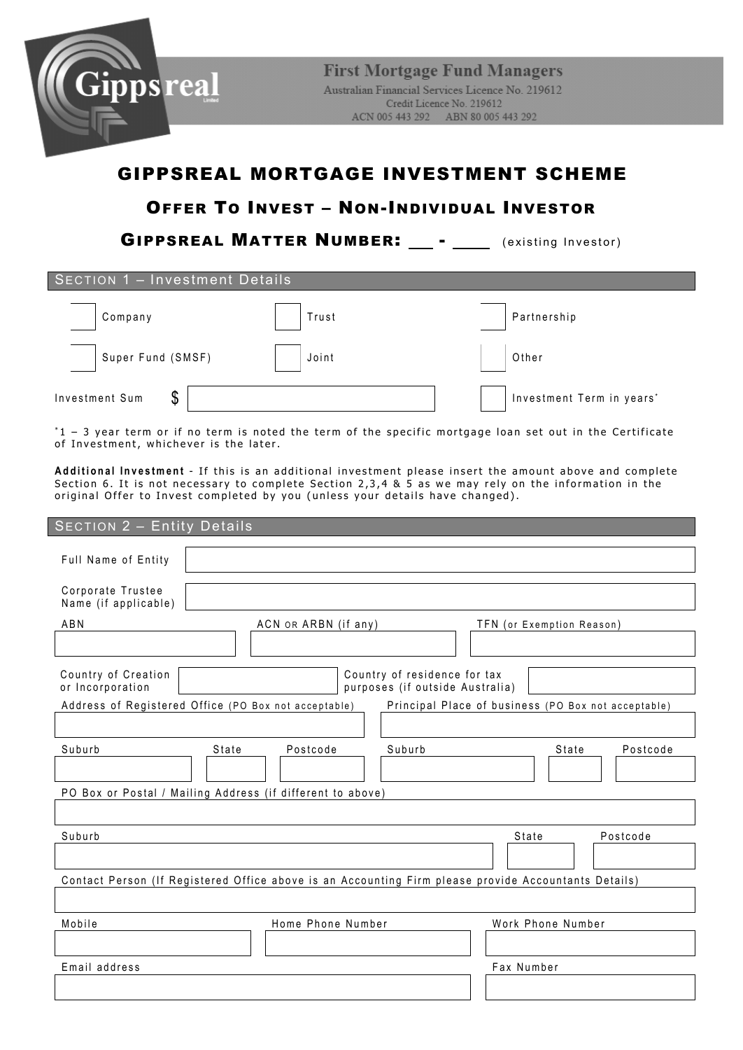Gippsreal Limited

**First Mortgage Fund Managers**
Australian Financial Services Licence No. 219612
Credit Licence No. 219612
ACN 005 443 292 ABN 80 005 443 292

# GIPPSREAL MORTGAGE INVESTMENT SCHEME

## OFFER TO INVEST – NON-INDIVIDUAL INVESTOR

## GIPPSREAL MATTER NUMBER: ___ - ____ (existing Investor)

### SECTION 1 – Investment Details

☐ Company ☐ Trust ☐ Partnership

☐ Super Fund (SMSF) ☐ Joint ☐ Other

Investment Sum $ ____________ ☐ Investment Term in years*

*1 – 3 year term or if no term is noted the term of the specific mortgage loan set out in the Certificate of Investment, whichever is the later.

**Additional Investment** - If this is an additional investment please insert the amount above and complete Section 6. It is not necessary to complete Section 2,3,4 & 5 as we may rely on the information in the original Offer to Invest completed by you (unless your details have changed).

### SECTION 2 – Entity Details

Full Name of Entity: ____________

Corporate Trustee Name (if applicable): ____________

| ABN | ACN OR ARBN (if any) | TFN (or Exemption Reason) |
|---|---|---|
| | | |

Country of Creation or Incorporation: ____________ Country of residence for tax purposes (if outside Australia): ____________

| Address of Registered Office (PO Box not acceptable) | | | Principal Place of business (PO Box not acceptable) | | |
|---|---|---|---|---|---|
| | | | | | |
| Suburb | State | Postcode | Suburb | State | Postcode |
| | | | | | |

PO Box or Postal / Mailing Address (if different to above): ____________

| Suburb | State | Postcode |
|---|---|---|
| | | |

Contact Person (If Registered Office above is an Accounting Firm please provide Accountants Details): ____________

| Mobile | Home Phone Number | Work Phone Number |
|---|---|---|
| | | |

| Email address | Fax Number |
|---|---|
| | |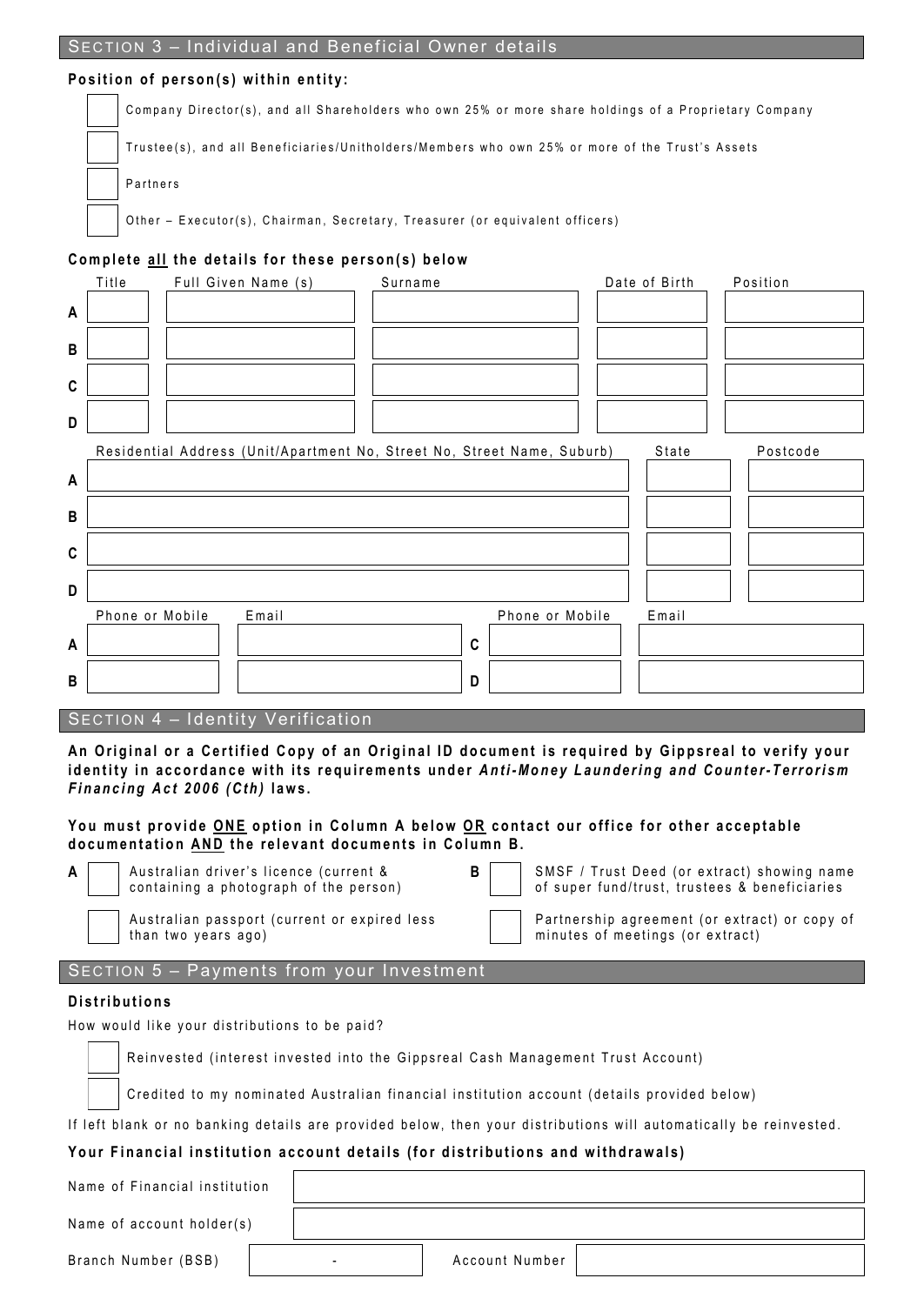## SECTION 3 – Individual and Beneficial Owner details

**Position of person(s) within entity:**

- ☐ Company Director(s), and all Shareholders who own 25% or more share holdings of a Proprietary Company
- ☐ Trustee(s), and all Beneficiaries/Unitholders/Members who own 25% or more of the Trust's Assets
- ☐ Partners
- ☐ Other – Executor(s), Chairman, Secretary, Treasurer (or equivalent officers)

**Complete all the details for these person(s) below**

| | Title | Full Given Name (s) | Surname | Date of Birth | Position |
|---|---|---|---|---|---|
| A | | | | | |
| B | | | | | |
| C | | | | | |
| D | | | | | |

| | Residential Address (Unit/Apartment No, Street No, Street Name, Suburb) | State | Postcode |
|---|---|---|---|
| A | | | |
| B | | | |
| C | | | |
| D | | | |

| | Phone or Mobile | Email | | Phone or Mobile | Email |
|---|---|---|---|---|---|
| A | | | C | | |
| B | | | D | | |

## SECTION 4 – Identity Verification

**An Original or a Certified Copy of an Original ID document is required by Gippsreal to verify your identity in accordance with its requirements under *Anti-Money Laundering and Counter-Terrorism Financing Act 2006 (Cth)* laws.**

**You must provide ONE option in Column A below OR contact our office for other acceptable documentation AND the relevant documents in Column B.**

| A | | B | |
|---|---|---|---|
| ☐ | Australian driver's licence (current & containing a photograph of the person) | ☐ | SMSF / Trust Deed (or extract) showing name of super fund/trust, trustees & beneficiaries |
| ☐ | Australian passport (current or expired less than two years ago) | ☐ | Partnership agreement (or extract) or copy of minutes of meetings (or extract) |

## SECTION 5 – Payments from your Investment

**Distributions**

How would like your distributions to be paid?

- ☐ Reinvested (interest invested into the Gippsreal Cash Management Trust Account)
- ☐ Credited to my nominated Australian financial institution account (details provided below)

If left blank or no banking details are provided below, then your distributions will automatically be reinvested.

**Your Financial institution account details (for distributions and withdrawals)**

| | |
|---|---|
| Name of Financial institution | |
| Name of account holder(s) | |

Branch Number (BSB) ______ - ______ Account Number ______________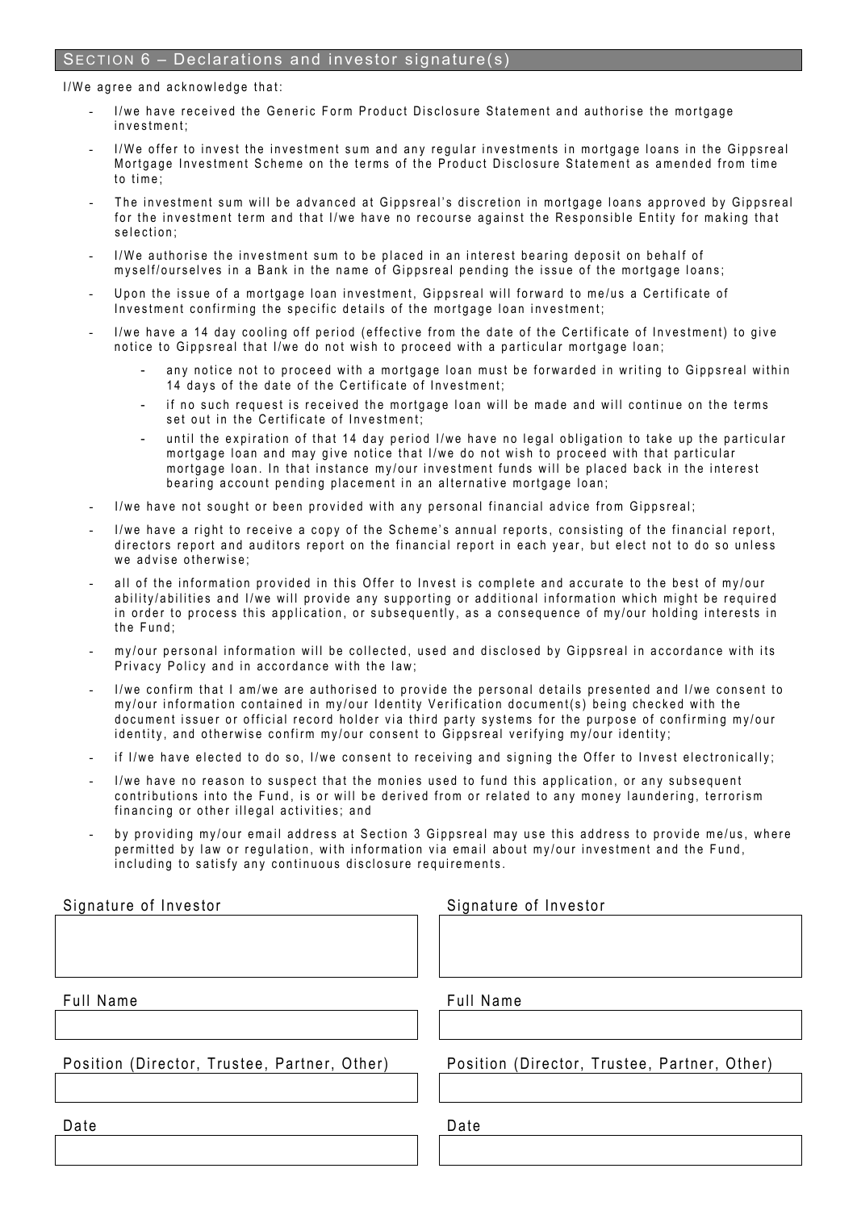## SECTION 6 – Declarations and investor signature(s)

I/We agree and acknowledge that:

- I/we have received the Generic Form Product Disclosure Statement and authorise the mortgage investment;
- I/We offer to invest the investment sum and any regular investments in mortgage loans in the Gippsreal Mortgage Investment Scheme on the terms of the Product Disclosure Statement as amended from time to time;
- The investment sum will be advanced at Gippsreal's discretion in mortgage loans approved by Gippsreal for the investment term and that I/we have no recourse against the Responsible Entity for making that selection;
- I/We authorise the investment sum to be placed in an interest bearing deposit on behalf of myself/ourselves in a Bank in the name of Gippsreal pending the issue of the mortgage loans;
- Upon the issue of a mortgage loan investment, Gippsreal will forward to me/us a Certificate of Investment confirming the specific details of the mortgage loan investment;
- I/we have a 14 day cooling off period (effective from the date of the Certificate of Investment) to give notice to Gippsreal that I/we do not wish to proceed with a particular mortgage loan;
  - any notice not to proceed with a mortgage loan must be forwarded in writing to Gippsreal within 14 days of the date of the Certificate of Investment;
  - if no such request is received the mortgage loan will be made and will continue on the terms set out in the Certificate of Investment;
  - until the expiration of that 14 day period I/we have no legal obligation to take up the particular mortgage loan and may give notice that I/we do not wish to proceed with that particular mortgage loan. In that instance my/our investment funds will be placed back in the interest bearing account pending placement in an alternative mortgage loan;
- I/we have not sought or been provided with any personal financial advice from Gippsreal;
- I/we have a right to receive a copy of the Scheme's annual reports, consisting of the financial report, directors report and auditors report on the financial report in each year, but elect not to do so unless we advise otherwise;
- all of the information provided in this Offer to Invest is complete and accurate to the best of my/our ability/abilities and I/we will provide any supporting or additional information which might be required in order to process this application, or subsequently, as a consequence of my/our holding interests in the Fund;
- my/our personal information will be collected, used and disclosed by Gippsreal in accordance with its Privacy Policy and in accordance with the law;
- I/we confirm that I am/we are authorised to provide the personal details presented and I/we consent to my/our information contained in my/our Identity Verification document(s) being checked with the document issuer or official record holder via third party systems for the purpose of confirming my/our identity, and otherwise confirm my/our consent to Gippsreal verifying my/our identity;
- if I/we have elected to do so, I/we consent to receiving and signing the Offer to Invest electronically;
- I/we have no reason to suspect that the monies used to fund this application, or any subsequent contributions into the Fund, is or will be derived from or related to any money laundering, terrorism financing or other illegal activities; and
- by providing my/our email address at Section 3 Gippsreal may use this address to provide me/us, where permitted by law or regulation, with information via email about my/our investment and the Fund, including to satisfy any continuous disclosure requirements.

| Signature of Investor | Signature of Investor |
| --- | --- |
| | |
| **Full Name** | **Full Name** |
| | |
| **Position (Director, Trustee, Partner, Other)** | **Position (Director, Trustee, Partner, Other)** |
| | |
| **Date** | **Date** |
| | |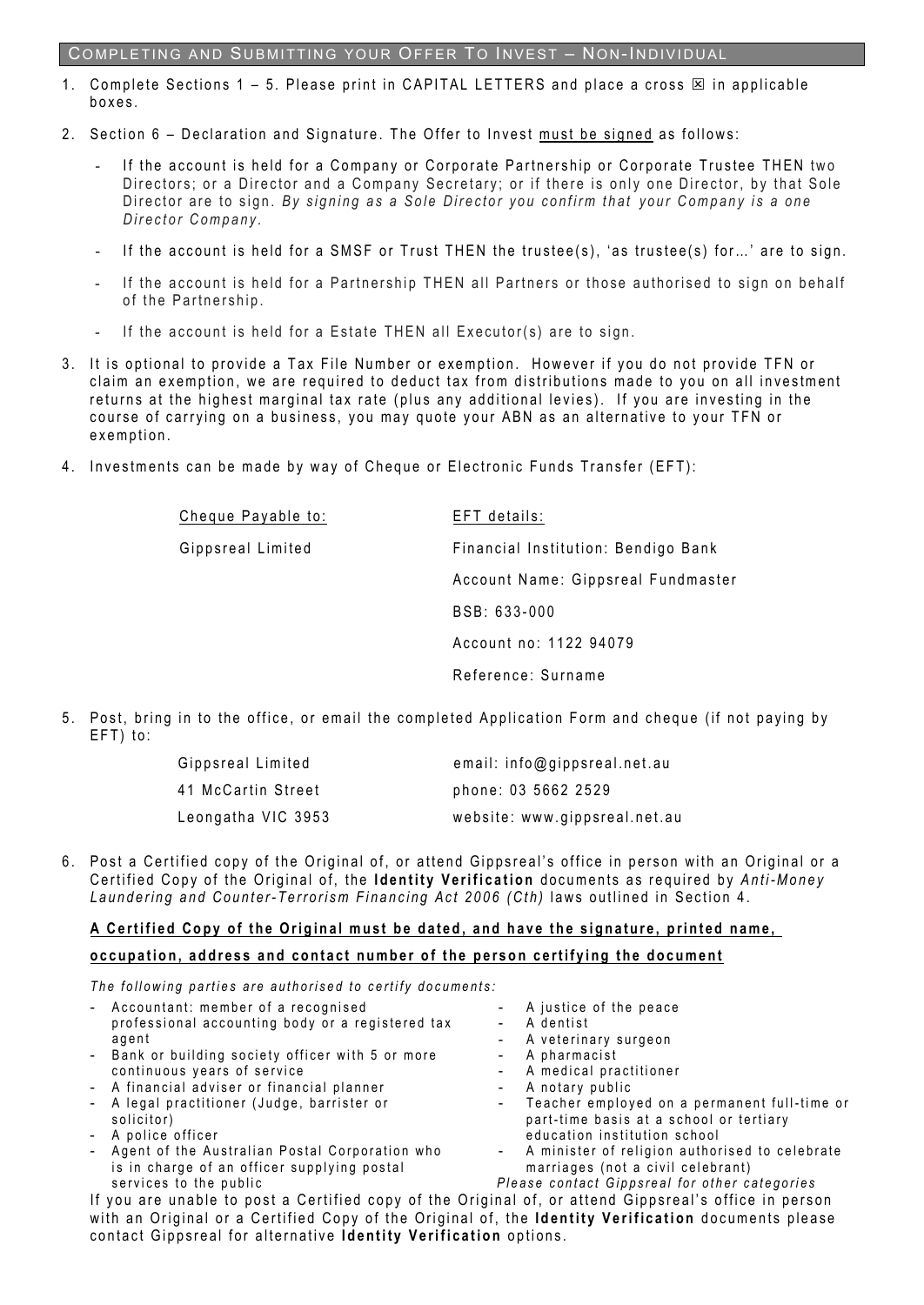## Completing and Submitting your Offer To Invest – Non-Individual

1. Complete Sections 1 – 5. Please print in CAPITAL LETTERS and place a cross ☒ in applicable boxes.

2. Section 6 – Declaration and Signature. The Offer to Invest must be signed as follows:

   - If the account is held for a Company or Corporate Partnership or Corporate Trustee THEN two Directors; or a Director and a Company Secretary; or if there is only one Director, by that Sole Director are to sign. *By signing as a Sole Director you confirm that your Company is a one Director Company.*

   - If the account is held for a SMSF or Trust THEN the trustee(s), 'as trustee(s) for…' are to sign.

   - If the account is held for a Partnership THEN all Partners or those authorised to sign on behalf of the Partnership.

   - If the account is held for a Estate THEN all Executor(s) are to sign.

3. It is optional to provide a Tax File Number or exemption. However if you do not provide TFN or claim an exemption, we are required to deduct tax from distributions made to you on all investment returns at the highest marginal tax rate (plus any additional levies). If you are investing in the course of carrying on a business, you may quote your ABN as an alternative to your TFN or exemption.

4. Investments can be made by way of Cheque or Electronic Funds Transfer (EFT):

| Cheque Payable to: | EFT details: |
|---|---|
| Gippsreal Limited | Financial Institution: Bendigo Bank |
| | Account Name: Gippsreal Fundmaster |
| | BSB: 633-000 |
| | Account no: 1122 94079 |
| | Reference: Surname |

5. Post, bring in to the office, or email the completed Application Form and cheque (if not paying by EFT) to:

| | |
|---|---|
| Gippsreal Limited | email: info@gippsreal.net.au |
| 41 McCartin Street | phone: 03 5662 2529 |
| Leongatha VIC 3953 | website: www.gippsreal.net.au |

6. Post a Certified copy of the Original of, or attend Gippsreal's office in person with an Original or a Certified Copy of the Original of, the **Identity Verification** documents as required by *Anti-Money Laundering and Counter-Terrorism Financing Act 2006 (Cth)* laws outlined in Section 4.

**A Certified Copy of the Original must be dated, and have the signature, printed name, occupation, address and contact number of the person certifying the document**

*The following parties are authorised to certify documents:*

- Accountant: member of a recognised professional accounting body or a registered tax agent
- Bank or building society officer with 5 or more continuous years of service
- A financial adviser or financial planner
- A legal practitioner (Judge, barrister or solicitor)
- A police officer
- Agent of the Australian Postal Corporation who is in charge of an officer supplying postal services to the public
- A justice of the peace
- A dentist
- A veterinary surgeon
- A pharmacist
- A medical practitioner
- A notary public
- Teacher employed on a permanent full-time or part-time basis at a school or tertiary education institution school
- A minister of religion authorised to celebrate marriages (not a civil celebrant)

*Please contact Gippsreal for other categories*

If you are unable to post a Certified copy of the Original of, or attend Gippsreal's office in person with an Original or a Certified Copy of the Original of, the **Identity Verification** documents please contact Gippsreal for alternative **Identity Verification** options.